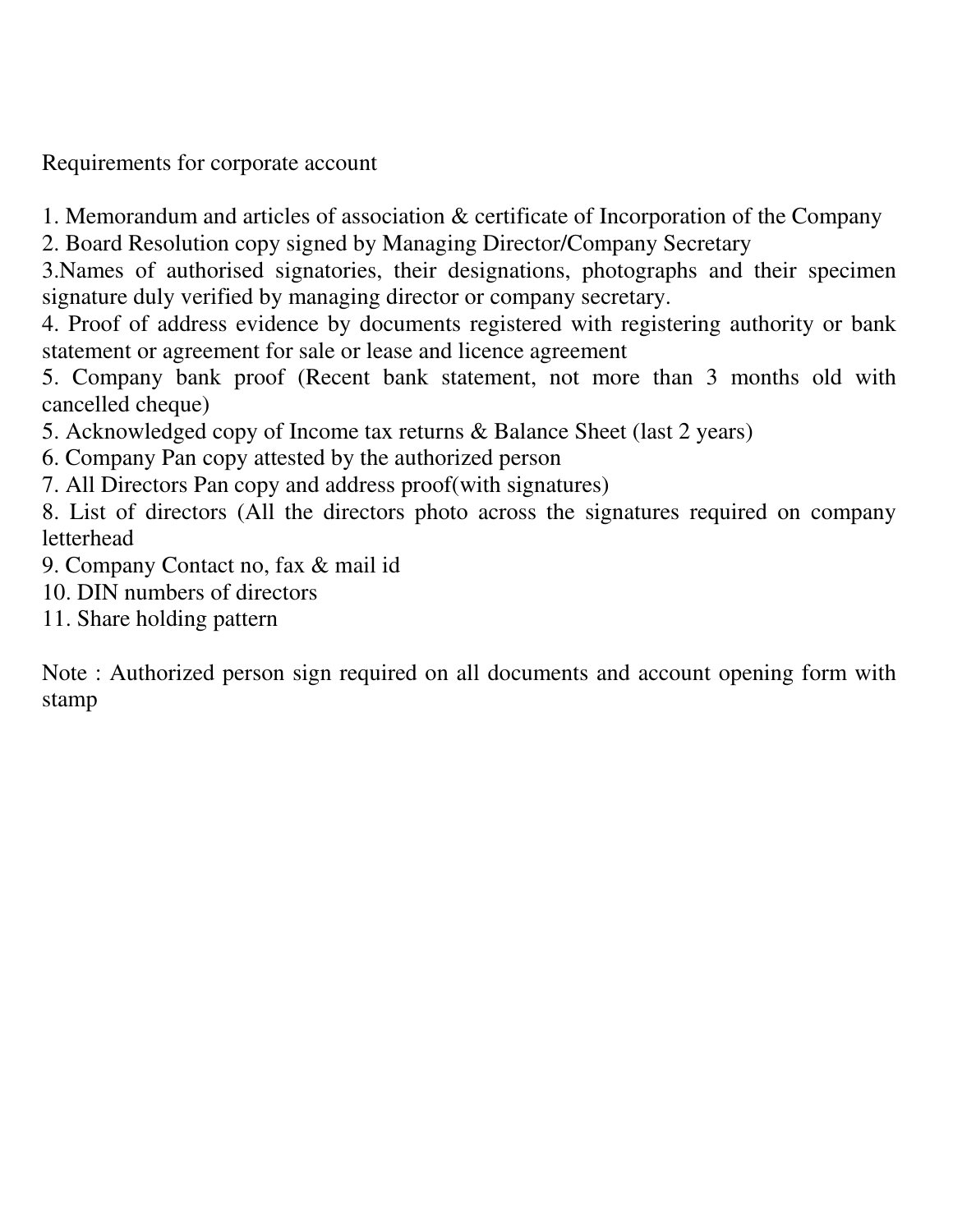Requirements for corporate account

1. Memorandum and articles of association & certificate of Incorporation of the Company
2. Board Resolution copy signed by Managing Director/Company Secretary
3.Names of authorised signatories, their designations, photographs and their specimen signature duly verified by managing director or company secretary.
4. Proof of address evidence by documents registered with registering authority or bank statement or agreement for sale or lease and licence agreement
5. Company bank proof (Recent bank statement, not more than 3 months old with cancelled cheque)
5. Acknowledged copy of Income tax returns & Balance Sheet (last 2 years)
6. Company Pan copy attested by the authorized person
7. All Directors Pan copy and address proof(with signatures)
8. List of directors (All the directors photo across the signatures required on company letterhead
9. Company Contact no, fax & mail id
10. DIN numbers of directors
11. Share holding pattern

Note : Authorized person sign required on all documents and account opening form with stamp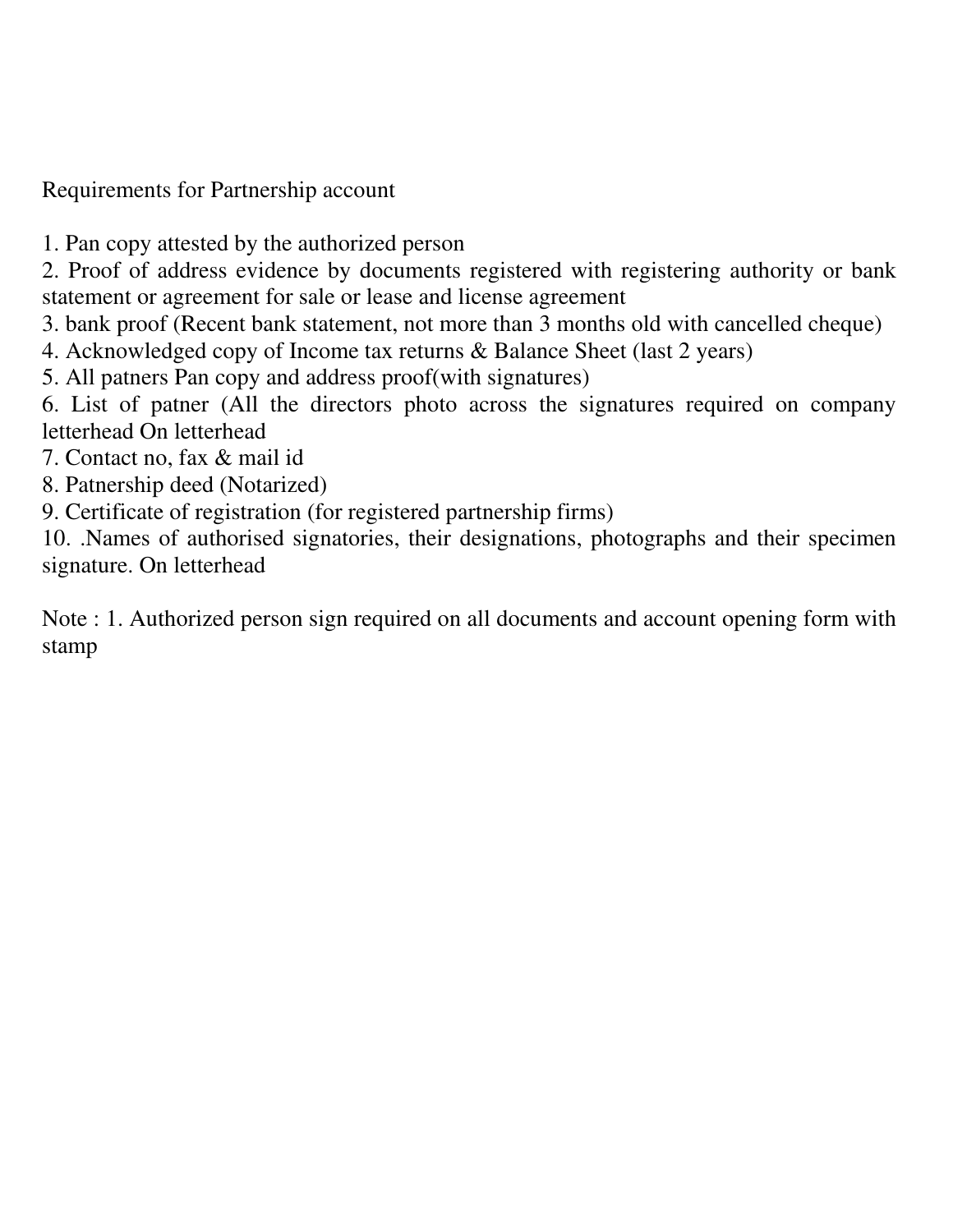Requirements for Partnership account

1. Pan copy attested by the authorized person
2. Proof of address evidence by documents registered with registering authority or bank statement or agreement for sale or lease and license agreement
3. bank proof (Recent bank statement, not more than 3 months old with cancelled cheque)
4. Acknowledged copy of Income tax returns & Balance Sheet (last 2 years)
5. All patners Pan copy and address proof(with signatures)
6. List of patner (All the directors photo across the signatures required on company letterhead On letterhead
7. Contact no, fax & mail id
8. Patnership deed (Notarized)
9. Certificate of registration (for registered partnership firms)
10. .Names of authorised signatories, their designations, photographs and their specimen signature. On letterhead

Note : 1. Authorized person sign required on all documents and account opening form with stamp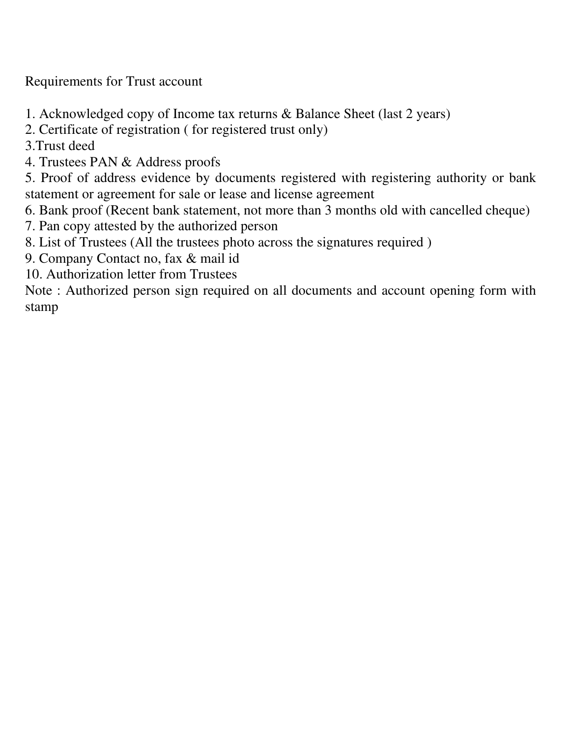Requirements for Trust account

1. Acknowledged copy of Income tax returns & Balance Sheet (last 2 years)
2. Certificate of registration ( for registered trust only)
3. Trust deed
4. Trustees PAN & Address proofs
5. Proof of address evidence by documents registered with registering authority or bank statement or agreement for sale or lease and license agreement
6. Bank proof (Recent bank statement, not more than 3 months old with cancelled cheque)
7. Pan copy attested by the authorized person
8. List of Trustees (All the trustees photo across the signatures required )
9. Company Contact no, fax & mail id
10. Authorization letter from Trustees

Note : Authorized person sign required on all documents and account opening form with stamp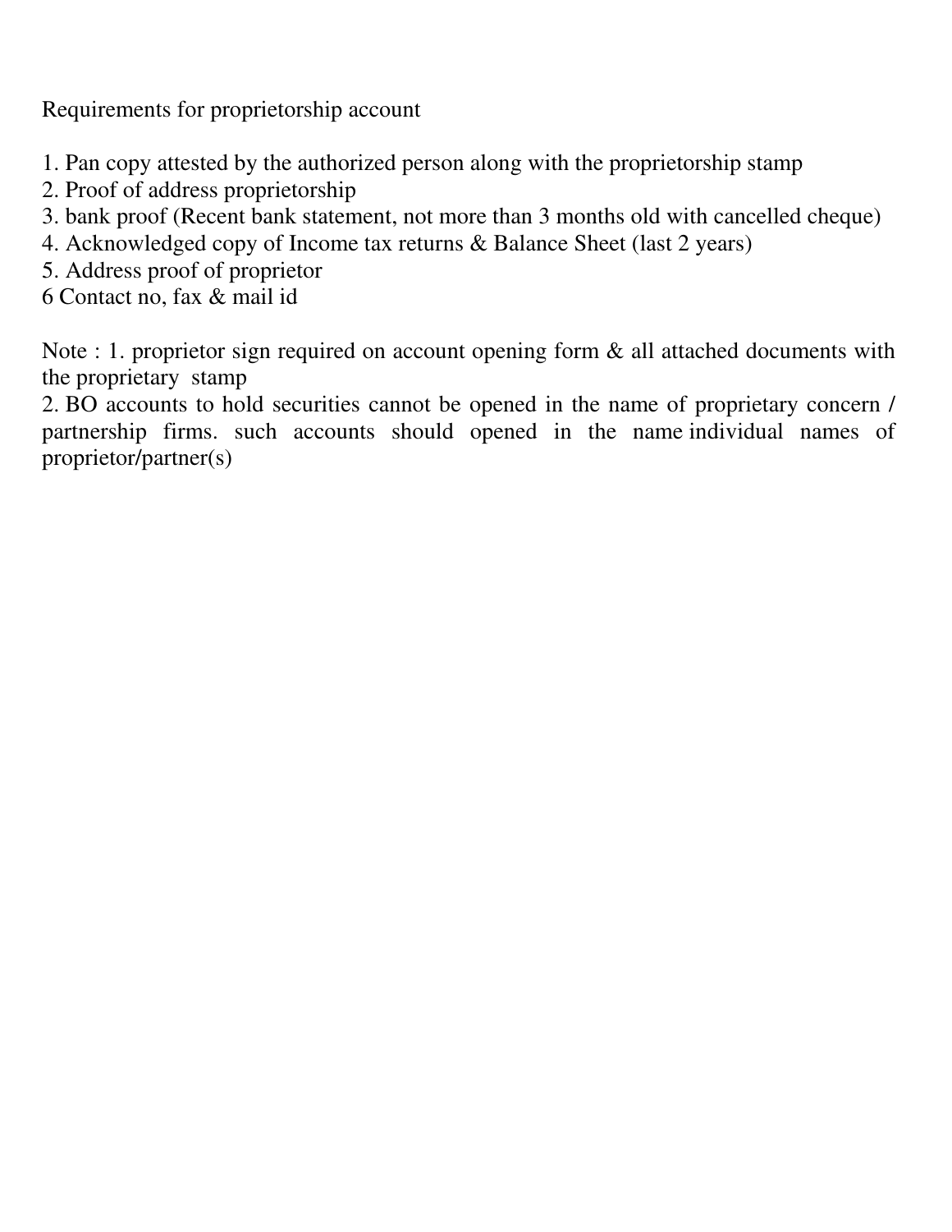Requirements for proprietorship account

1. Pan copy attested by the authorized person along with the proprietorship stamp
2. Proof of address proprietorship
3. bank proof (Recent bank statement, not more than 3 months old with cancelled cheque)
4. Acknowledged copy of Income tax returns & Balance Sheet (last 2 years)
5. Address proof of proprietor
6 Contact no, fax & mail id

Note : 1. proprietor sign required on account opening form & all attached documents with the proprietary stamp
2. BO accounts to hold securities cannot be opened in the name of proprietary concern / partnership firms. such accounts should opened in the name individual names of proprietor/partner(s)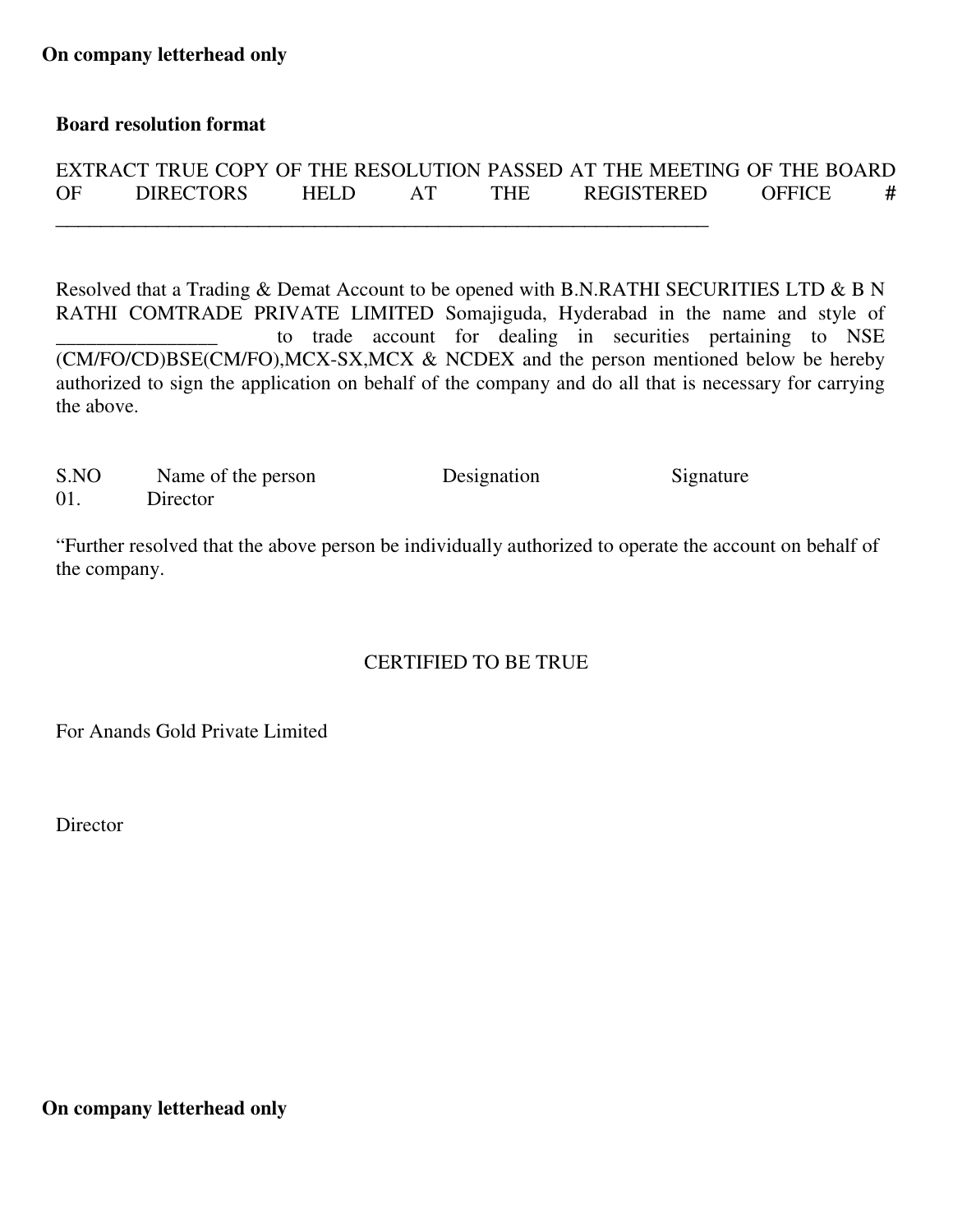**On company letterhead only**

**Board resolution format**

EXTRACT TRUE COPY OF THE RESOLUTION PASSED AT THE MEETING OF THE BOARD OF DIRECTORS HELD AT THE REGISTERED OFFICE # ______________________________________________________________________

Resolved that a Trading & Demat Account to be opened with B.N.RATHI SECURITIES LTD & B N RATHI COMTRADE PRIVATE LIMITED Somajiguda, Hyderabad in the name and style of ________________ to trade account for dealing in securities pertaining to NSE (CM/FO/CD)BSE(CM/FO),MCX-SX,MCX & NCDEX and the person mentioned below be hereby authorized to sign the application on behalf of the company and do all that is necessary for carrying the above.

| S.NO | Name of the person | Designation | Signature |
|---|---|---|---|
| 01. | Director | | |

"Further resolved that the above person be individually authorized to operate the account on behalf of the company.

CERTIFIED TO BE TRUE

For Anands Gold Private Limited

Director

**On company letterhead only**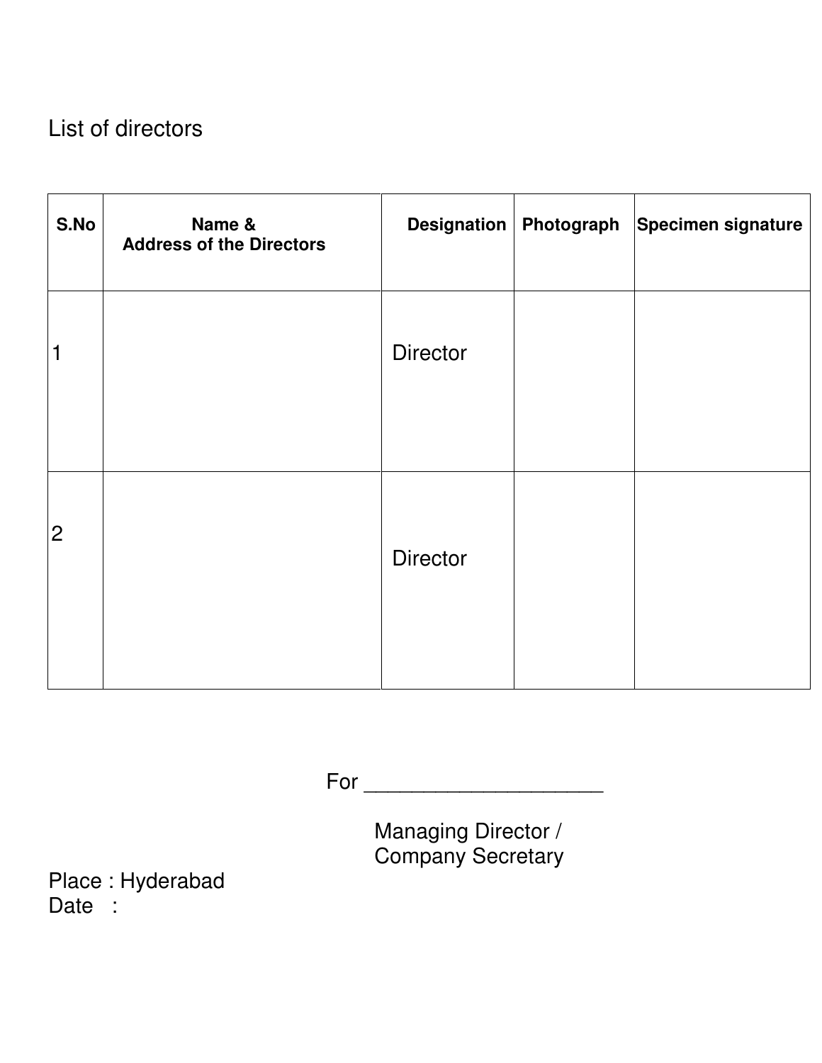List of directors

| S.No | Name & Address of the Directors | Designation | Photograph | Specimen signature |
|---|---|---|---|---|
| 1 | | Director | | |
| 2 | | Director | | |

For ____________________

Managing Director /
Company Secretary

Place : Hyderabad
Date :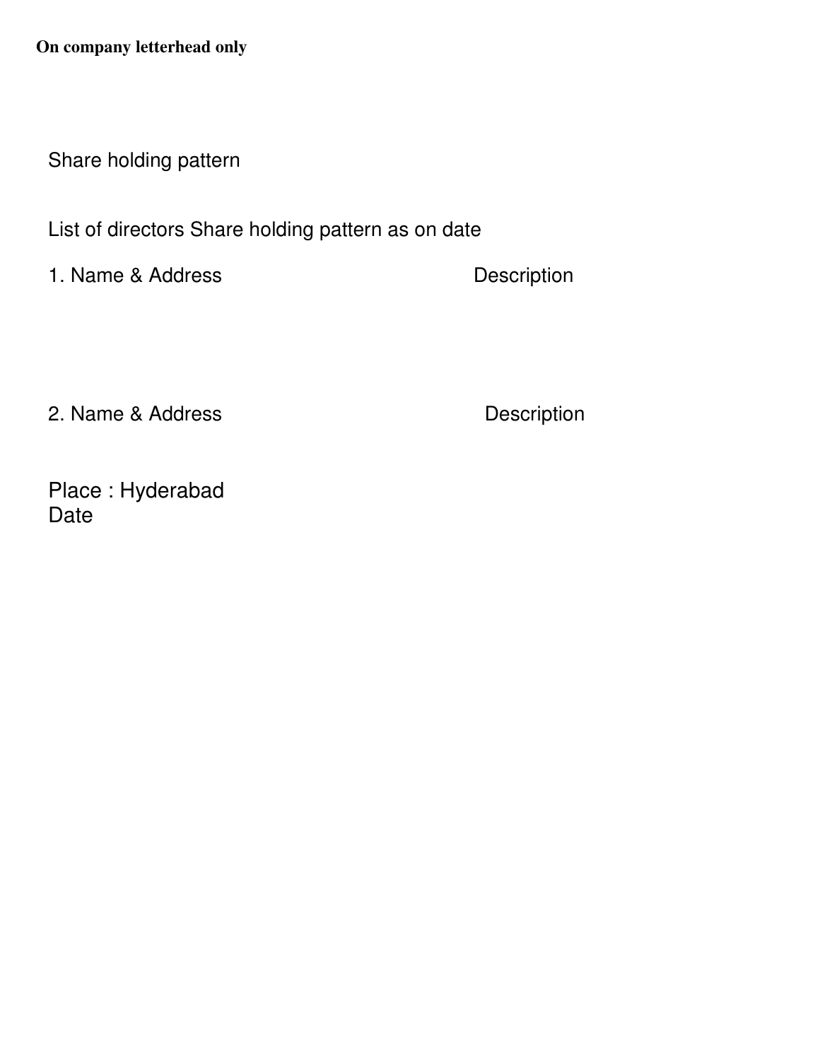**On company letterhead only**

Share holding pattern

List of directors Share holding pattern as on date

1. Name & Address                                        Description

2. Name & Address                                        Description

Place : Hyderabad
Date